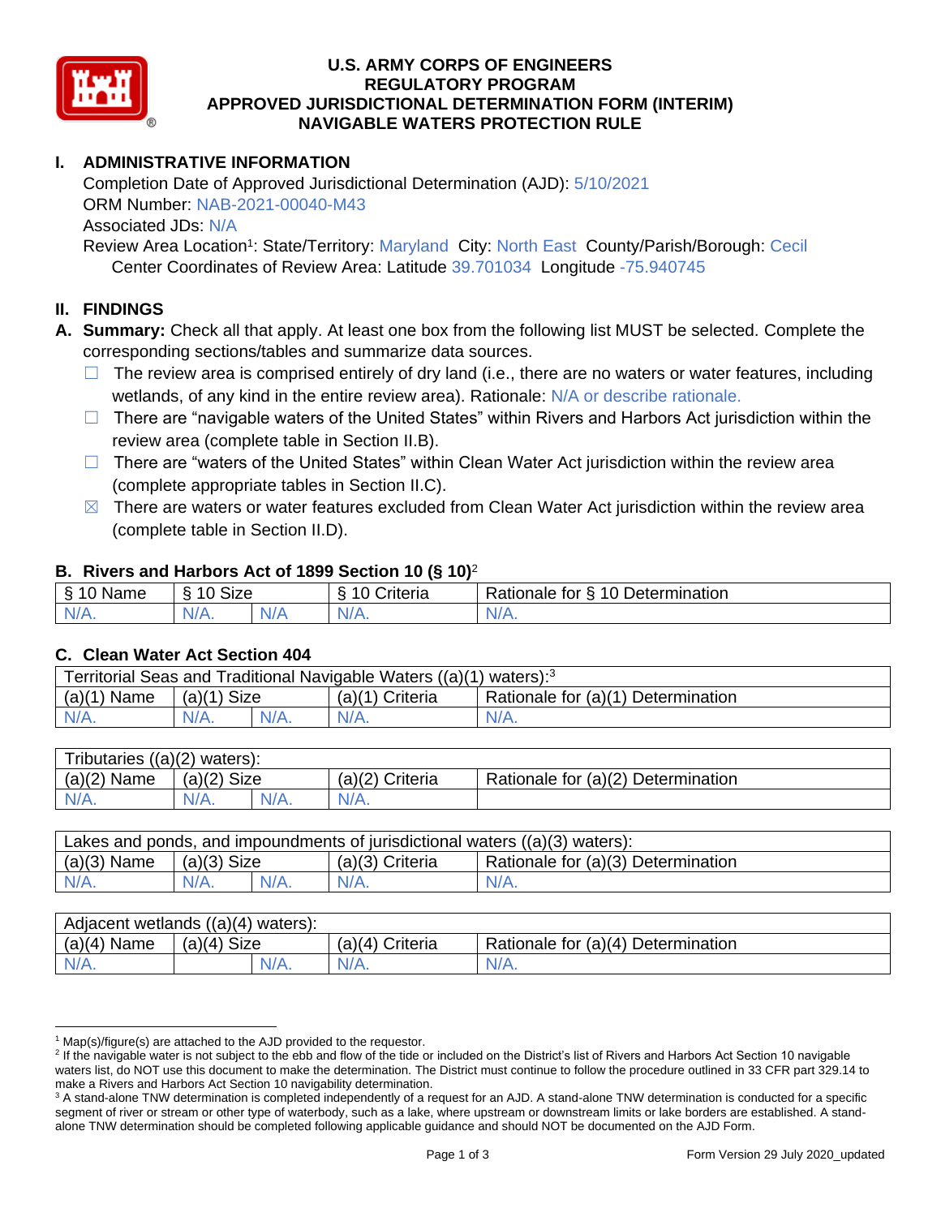# U.S. ARMY CORPS OF ENGINEERS
# REGULATORY PROGRAM
# APPROVED JURISDICTIONAL DETERMINATION FORM (INTERIM)
# NAVIGABLE WATERS PROTECTION RULE

## I. ADMINISTRATIVE INFORMATION

Completion Date of Approved Jurisdictional Determination (AJD): 5/10/2021
ORM Number: NAB-2021-00040-M43
Associated JDs: N/A
Review Area Location[1]: State/Territory: Maryland City: North East County/Parish/Borough: Cecil
Center Coordinates of Review Area: Latitude 39.701034 Longitude -75.940745

## II. FINDINGS

**A. Summary:** Check all that apply. At least one box from the following list MUST be selected. Complete the corresponding sections/tables and summarize data sources.

- ☐ The review area is comprised entirely of dry land (i.e., there are no waters or water features, including wetlands, of any kind in the entire review area). Rationale: N/A or describe rationale.
- ☐ There are "navigable waters of the United States" within Rivers and Harbors Act jurisdiction within the review area (complete table in Section II.B).
- ☐ There are "waters of the United States" within Clean Water Act jurisdiction within the review area (complete appropriate tables in Section II.C).
- ☒ There are waters or water features excluded from Clean Water Act jurisdiction within the review area (complete table in Section II.D).

### B. Rivers and Harbors Act of 1899 Section 10 (§ 10)[2]

| § 10 Name | § 10 Size | | § 10 Criteria | Rationale for § 10 Determination |
|---|---|---|---|---|
| N/A. | N/A. | N/A | N/A. | N/A. |

### C. Clean Water Act Section 404

| Territorial Seas and Traditional Navigable Waters ((a)(1) waters):[3] | | | | |
|---|---|---|---|---|
| (a)(1) Name | (a)(1) Size | | (a)(1) Criteria | Rationale for (a)(1) Determination |
| N/A. | N/A. | N/A. | N/A. | N/A. |

| Tributaries ((a)(2) waters): | | | | |
|---|---|---|---|---|
| (a)(2) Name | (a)(2) Size | | (a)(2) Criteria | Rationale for (a)(2) Determination |
| N/A. | N/A. | N/A. | N/A. | |

| Lakes and ponds, and impoundments of jurisdictional waters ((a)(3) waters): | | | | |
|---|---|---|---|---|
| (a)(3) Name | (a)(3) Size | | (a)(3) Criteria | Rationale for (a)(3) Determination |
| N/A. | N/A. | N/A. | N/A. | N/A. |

| Adjacent wetlands ((a)(4) waters): | | | | |
|---|---|---|---|---|
| (a)(4) Name | (a)(4) Size | | (a)(4) Criteria | Rationale for (a)(4) Determination |
| N/A. | | N/A. | N/A. | N/A. |

---

[1] Map(s)/figure(s) are attached to the AJD provided to the requestor.
[2] If the navigable water is not subject to the ebb and flow of the tide or included on the District's list of Rivers and Harbors Act Section 10 navigable waters list, do NOT use this document to make the determination. The District must continue to follow the procedure outlined in 33 CFR part 329.14 to make a Rivers and Harbors Act Section 10 navigability determination.
[3] A stand-alone TNW determination is completed independently of a request for an AJD. A stand-alone TNW determination is conducted for a specific segment of river or stream or other type of waterbody, such as a lake, where upstream or downstream limits or lake borders are established. A stand-alone TNW determination should be completed following applicable guidance and should NOT be documented on the AJD Form.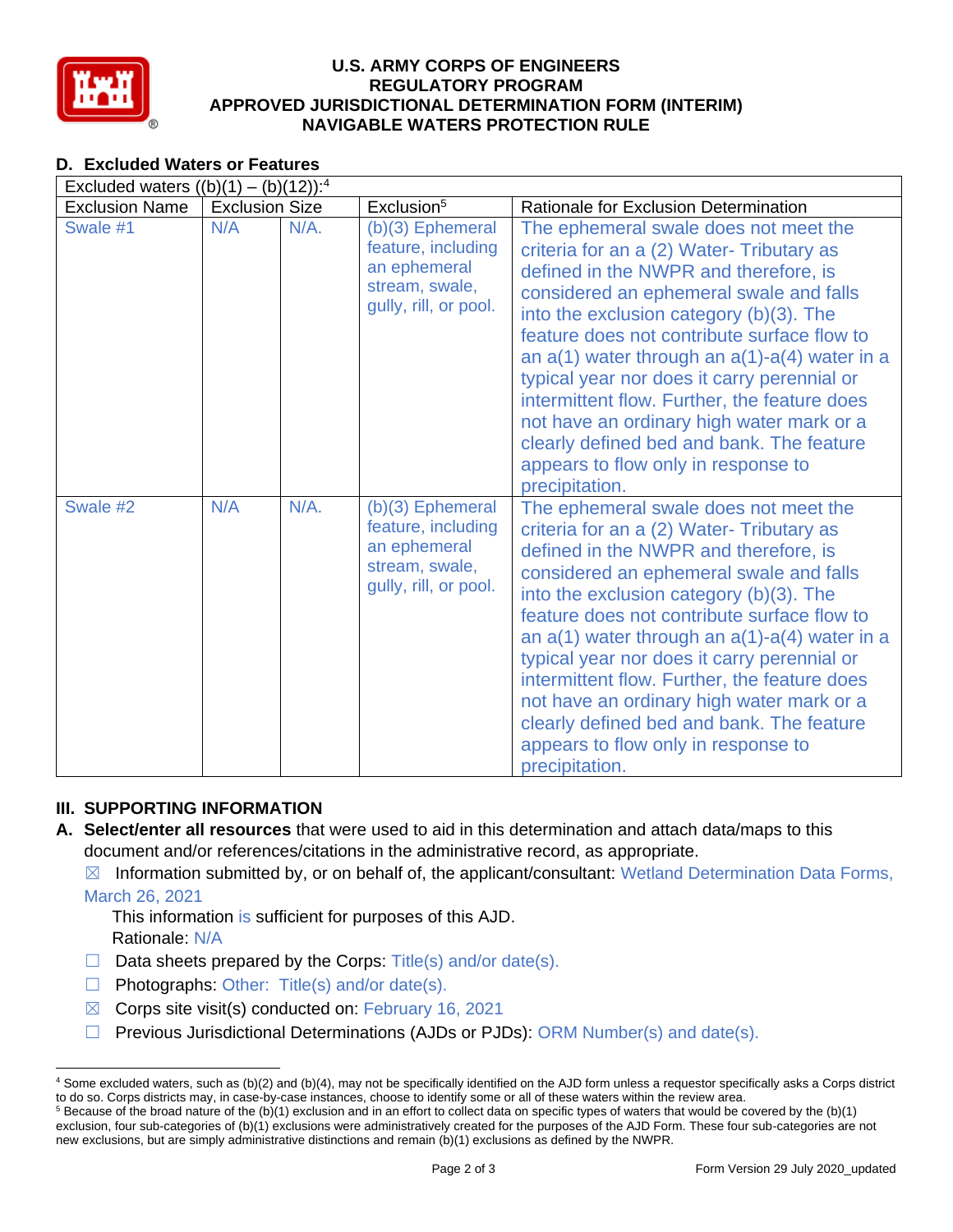## D. Excluded Waters or Features

| Excluded waters ((b)(1) – (b)(12)):[4] | | | | |
|---|---|---|---|---|
| Exclusion Name | Exclusion Size | | Exclusion[5] | Rationale for Exclusion Determination |
| Swale #1 | N/A | N/A. | (b)(3) Ephemeral feature, including an ephemeral stream, swale, gully, rill, or pool. | The ephemeral swale does not meet the criteria for an a (2) Water- Tributary as defined in the NWPR and therefore, is considered an ephemeral swale and falls into the exclusion category (b)(3). The feature does not contribute surface flow to an a(1) water through an a(1)-a(4) water in a typical year nor does it carry perennial or intermittent flow. Further, the feature does not have an ordinary high water mark or a clearly defined bed and bank. The feature appears to flow only in response to precipitation. |
| Swale #2 | N/A | N/A. | (b)(3) Ephemeral feature, including an ephemeral stream, swale, gully, rill, or pool. | The ephemeral swale does not meet the criteria for an a (2) Water- Tributary as defined in the NWPR and therefore, is considered an ephemeral swale and falls into the exclusion category (b)(3). The feature does not contribute surface flow to an a(1) water through an a(1)-a(4) water in a typical year nor does it carry perennial or intermittent flow. Further, the feature does not have an ordinary high water mark or a clearly defined bed and bank. The feature appears to flow only in response to precipitation. |

## III. SUPPORTING INFORMATION

**A. Select/enter all resources** that were used to aid in this determination and attach data/maps to this document and/or references/citations in the administrative record, as appropriate.

☒ Information submitted by, or on behalf of, the applicant/consultant: Wetland Determination Data Forms, March 26, 2021
This information is sufficient for purposes of this AJD.
Rationale: N/A

☐ Data sheets prepared by the Corps: Title(s) and/or date(s).

☐ Photographs: Other: Title(s) and/or date(s).

☒ Corps site visit(s) conducted on: February 16, 2021

☐ Previous Jurisdictional Determinations (AJDs or PJDs): ORM Number(s) and date(s).

---

[4] Some excluded waters, such as (b)(2) and (b)(4), may not be specifically identified on the AJD form unless a requestor specifically asks a Corps district to do so. Corps districts may, in case-by-case instances, choose to identify some or all of these waters within the review area.

[5] Because of the broad nature of the (b)(1) exclusion and in an effort to collect data on specific types of waters that would be covered by the (b)(1) exclusion, four sub-categories of (b)(1) exclusions were administratively created for the purposes of the AJD Form. These four sub-categories are not new exclusions, but are simply administrative distinctions and remain (b)(1) exclusions as defined by the NWPR.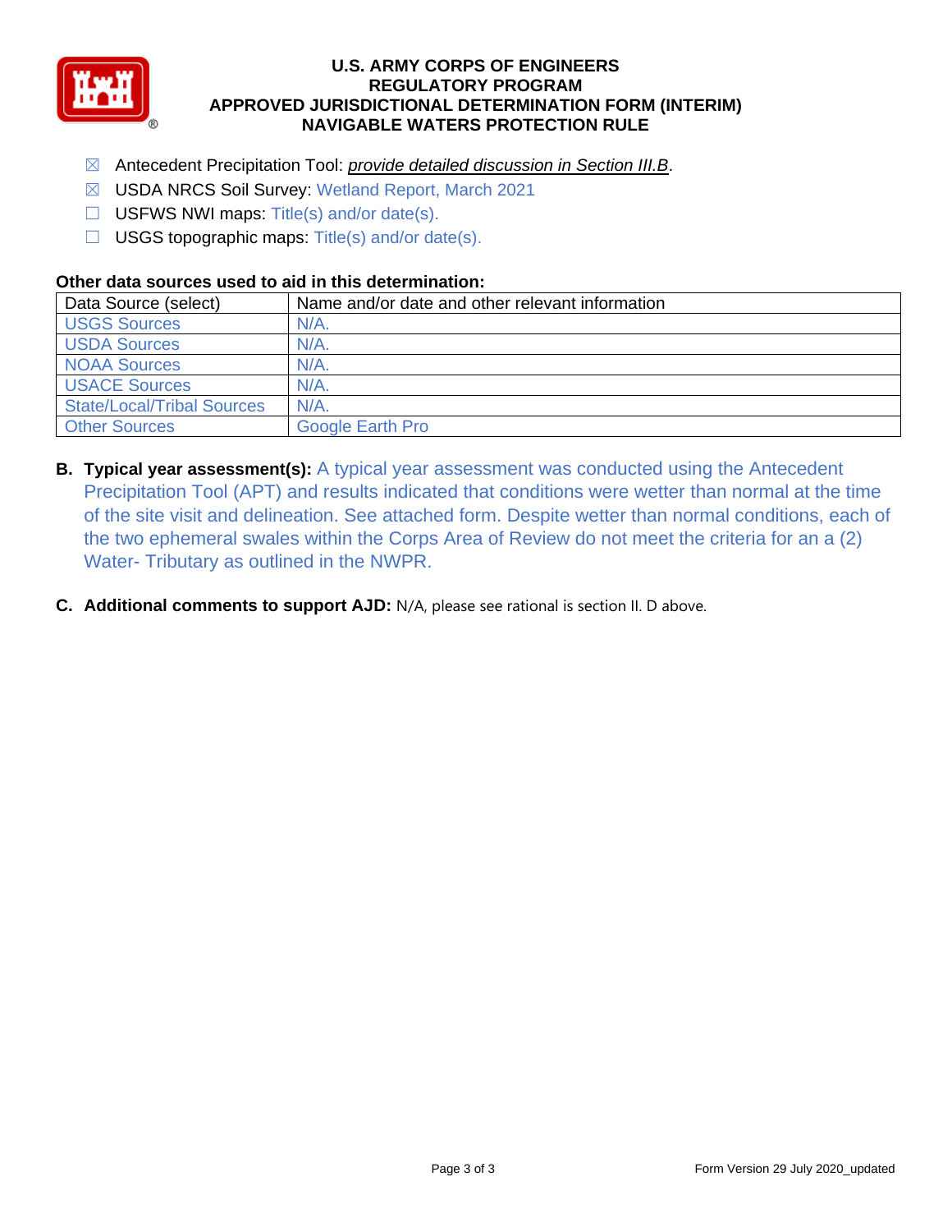# U.S. ARMY CORPS OF ENGINEERS
## REGULATORY PROGRAM
## APPROVED JURISDICTIONAL DETERMINATION FORM (INTERIM)
## NAVIGABLE WATERS PROTECTION RULE

- ☒ Antecedent Precipitation Tool: *provide detailed discussion in Section III.B*.
- ☒ USDA NRCS Soil Survey: Wetland Report, March 2021
- ☐ USFWS NWI maps: Title(s) and/or date(s).
- ☐ USGS topographic maps: Title(s) and/or date(s).

**Other data sources used to aid in this determination:**

| Data Source (select) | Name and/or date and other relevant information |
|---|---|
| USGS Sources | N/A. |
| USDA Sources | N/A. |
| NOAA Sources | N/A. |
| USACE Sources | N/A. |
| State/Local/Tribal Sources | N/A. |
| Other Sources | Google Earth Pro |

**B. Typical year assessment(s):** A typical year assessment was conducted using the Antecedent Precipitation Tool (APT) and results indicated that conditions were wetter than normal at the time of the site visit and delineation. See attached form. Despite wetter than normal conditions, each of the two ephemeral swales within the Corps Area of Review do not meet the criteria for an a (2) Water- Tributary as outlined in the NWPR.

**C. Additional comments to support AJD:** N/A, please see rational is section II. D above.